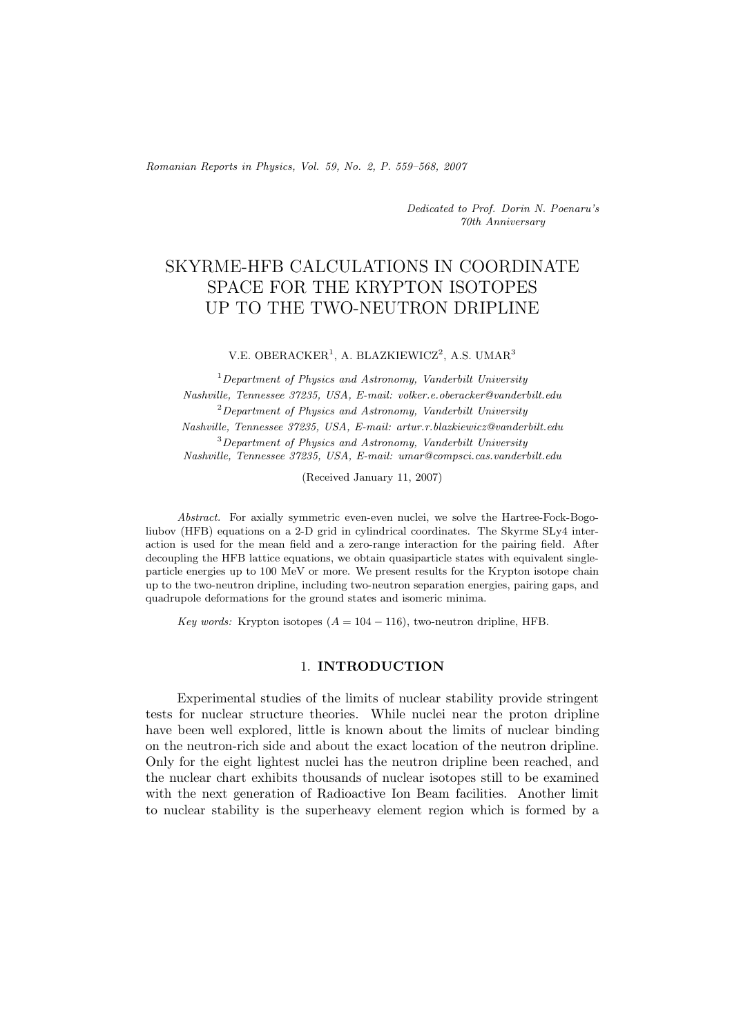*Dedicated to Prof. Dorin N. Poenaru's 70th Anniversary*

# SKYRME-HFB CALCULATIONS IN COORDINATE SPACE FOR THE KRYPTON ISOTOPES UP TO THE TWO-NEUTRON DRIPLINE

V.E. OBERACKER[1], A. BLAZKIEWICZ[2], A.S. UMAR[3]

[1] *Department of Physics and Astronomy, Vanderbilt University Nashville, Tennessee 37235, USA, E-mail: volker.e.oberacker@vanderbilt.edu*

[2] *Department of Physics and Astronomy, Vanderbilt University Nashville, Tennessee 37235, USA, E-mail: artur.r.blazkiewicz@vanderbilt.edu*

[3] *Department of Physics and Astronomy, Vanderbilt University Nashville, Tennessee 37235, USA, E-mail: umar@compsci.cas.vanderbilt.edu*

(Received January 11, 2007)

*Abstract.* For axially symmetric even-even nuclei, we solve the Hartree-Fock-Bogoliubov (HFB) equations on a 2-D grid in cylindrical coordinates. The Skyrme SLy4 interaction is used for the mean field and a zero-range interaction for the pairing field. After decoupling the HFB lattice equations, we obtain quasiparticle states with equivalent single-particle energies up to 100 MeV or more. We present results for the Krypton isotope chain up to the two-neutron dripline, including two-neutron separation energies, pairing gaps, and quadrupole deformations for the ground states and isomeric minima.

*Key words:* Krypton isotopes ($A = 104 - 116$), two-neutron dripline, HFB.

## 1. INTRODUCTION

Experimental studies of the limits of nuclear stability provide stringent tests for nuclear structure theories. While nuclei near the proton dripline have been well explored, little is known about the limits of nuclear binding on the neutron-rich side and about the exact location of the neutron dripline. Only for the eight lightest nuclei has the neutron dripline been reached, and the nuclear chart exhibits thousands of nuclear isotopes still to be examined with the next generation of Radioactive Ion Beam facilities. Another limit to nuclear stability is the superheavy element region which is formed by a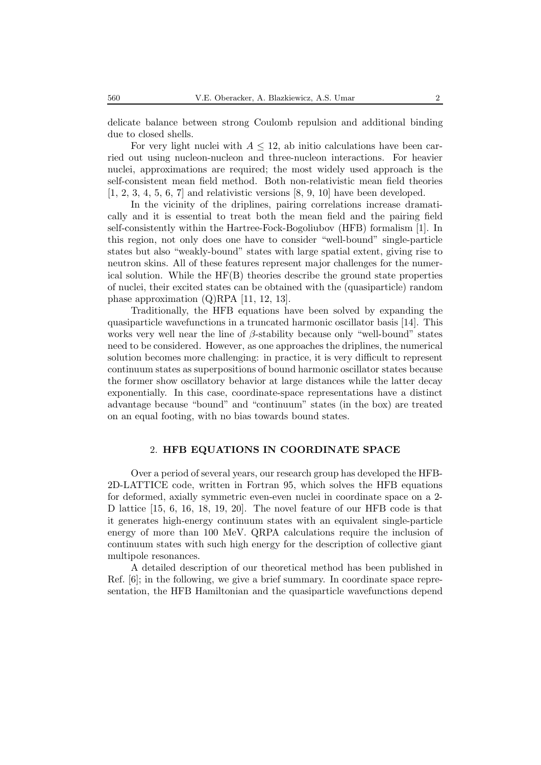delicate balance between strong Coulomb repulsion and additional binding due to closed shells.

For very light nuclei with $A \leq 12$, ab initio calculations have been carried out using nucleon-nucleon and three-nucleon interactions. For heavier nuclei, approximations are required; the most widely used approach is the self-consistent mean field method. Both non-relativistic mean field theories [1, 2, 3, 4, 5, 6, 7] and relativistic versions [8, 9, 10] have been developed.

In the vicinity of the driplines, pairing correlations increase dramatically and it is essential to treat both the mean field and the pairing field self-consistently within the Hartree-Fock-Bogoliubov (HFB) formalism [1]. In this region, not only does one have to consider "well-bound" single-particle states but also "weakly-bound" states with large spatial extent, giving rise to neutron skins. All of these features represent major challenges for the numerical solution. While the HF(B) theories describe the ground state properties of nuclei, their excited states can be obtained with the (quasiparticle) random phase approximation (Q)RPA [11, 12, 13].

Traditionally, the HFB equations have been solved by expanding the quasiparticle wavefunctions in a truncated harmonic oscillator basis [14]. This works very well near the line of $\beta$-stability because only "well-bound" states need to be considered. However, as one approaches the driplines, the numerical solution becomes more challenging: in practice, it is very difficult to represent continuum states as superpositions of bound harmonic oscillator states because the former show oscillatory behavior at large distances while the latter decay exponentially. In this case, coordinate-space representations have a distinct advantage because "bound" and "continuum" states (in the box) are treated on an equal footing, with no bias towards bound states.

## 2. HFB EQUATIONS IN COORDINATE SPACE

Over a period of several years, our research group has developed the HFB-2D-LATTICE code, written in Fortran 95, which solves the HFB equations for deformed, axially symmetric even-even nuclei in coordinate space on a 2-D lattice [15, 6, 16, 18, 19, 20]. The novel feature of our HFB code is that it generates high-energy continuum states with an equivalent single-particle energy of more than 100 MeV. QRPA calculations require the inclusion of continuum states with such high energy for the description of collective giant multipole resonances.

A detailed description of our theoretical method has been published in Ref. [6]; in the following, we give a brief summary. In coordinate space representation, the HFB Hamiltonian and the quasiparticle wavefunctions depend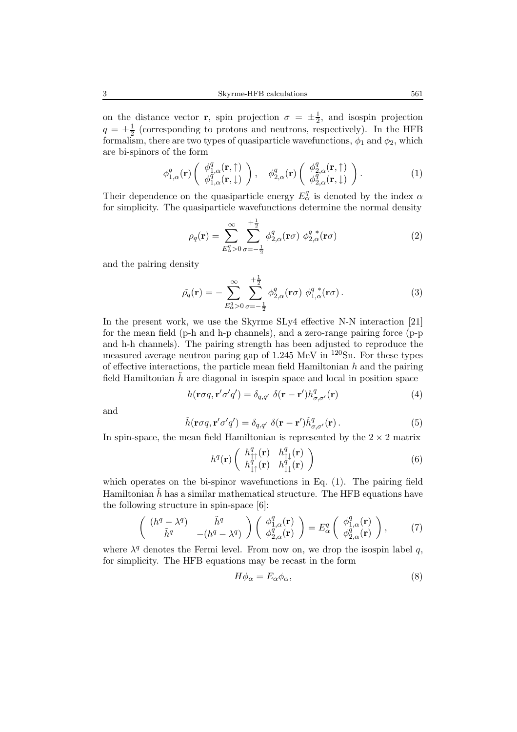on the distance vector $\mathbf{r}$, spin projection $\sigma = \pm\frac{1}{2}$, and isospin projection $q = \pm\frac{1}{2}$ (corresponding to protons and neutrons, respectively). In the HFB formalism, there are two types of quasiparticle wavefunctions, $\phi_1$ and $\phi_2$, which are bi-spinors of the form

$$\phi^q_{1,\alpha}(\mathbf{r}) \left( \begin{array}{c} \phi^q_{1,\alpha}(\mathbf{r},\uparrow) \\ \phi^q_{1,\alpha}(\mathbf{r},\downarrow) \end{array} \right), \quad \phi^q_{2,\alpha}(\mathbf{r}) \left( \begin{array}{c} \phi^q_{2,\alpha}(\mathbf{r},\uparrow) \\ \phi^q_{2,\alpha}(\mathbf{r},\downarrow) \end{array} \right). \tag{1}$$

Their dependence on the quasiparticle energy $E^q_\alpha$ is denoted by the index $\alpha$ for simplicity. The quasiparticle wavefunctions determine the normal density

$$\rho_q(\mathbf{r}) = \sum_{E^q_\alpha > 0}^{\infty} \sum_{\sigma=-\frac{1}{2}}^{+\frac{1}{2}} \phi^q_{2,\alpha}(\mathbf{r}\sigma) \; \phi^{q\,*}_{2,\alpha}(\mathbf{r}\sigma) \tag{2}$$

and the pairing density

$$\tilde{\rho_q}(\mathbf{r}) = - \sum_{E^q_\alpha > 0}^{\infty} \sum_{\sigma=-\frac{1}{2}}^{+\frac{1}{2}} \phi^q_{2,\alpha}(\mathbf{r}\sigma) \; \phi^{q\,*}_{1,\alpha}(\mathbf{r}\sigma) \,. \tag{3}$$

In the present work, we use the Skyrme SLy4 effective N-N interaction [21] for the mean field (p-h and h-p channels), and a zero-range pairing force (p-p and h-h channels). The pairing strength has been adjusted to reproduce the measured average neutron paring gap of 1.245 MeV in $^{120}$Sn. For these types of effective interactions, the particle mean field Hamiltonian $h$ and the pairing field Hamiltonian $\tilde{h}$ are diagonal in isospin space and local in position space

$$h(\mathbf{r}\sigma q, \mathbf{r}'\sigma' q') = \delta_{q,q'} \; \delta(\mathbf{r} - \mathbf{r}') h^q_{\sigma,\sigma'}(\mathbf{r}) \tag{4}$$

and

$$\tilde{h}(\mathbf{r}\sigma q, \mathbf{r}'\sigma' q') = \delta_{q,q'} \; \delta(\mathbf{r} - \mathbf{r}') \tilde{h}^q_{\sigma,\sigma'}(\mathbf{r}) \,. \tag{5}$$

In spin-space, the mean field Hamiltonian is represented by the $2 \times 2$ matrix

$$h^q(\mathbf{r}) \left( \begin{array}{cc} h^q_{\uparrow\uparrow}(\mathbf{r}) & h^q_{\uparrow\downarrow}(\mathbf{r}) \\ h^q_{\downarrow\uparrow}(\mathbf{r}) & h^q_{\downarrow\downarrow}(\mathbf{r}) \end{array} \right) \tag{6}$$

which operates on the bi-spinor wavefunctions in Eq. (1). The pairing field Hamiltonian $\tilde{h}$ has a similar mathematical structure. The HFB equations have the following structure in spin-space [6]:

$$\left( \begin{array}{cc} (h^q - \lambda^q) & \tilde{h}^q \\ \tilde{h}^q & -(h^q - \lambda^q) \end{array} \right) \left( \begin{array}{c} \phi^q_{1,\alpha}(\mathbf{r}) \\ \phi^q_{2,\alpha}(\mathbf{r}) \end{array} \right) = E^q_\alpha \left( \begin{array}{c} \phi^q_{1,\alpha}(\mathbf{r}) \\ \phi^q_{2,\alpha}(\mathbf{r}) \end{array} \right), \tag{7}$$

where $\lambda^q$ denotes the Fermi level. From now on, we drop the isospin label $q$, for simplicity. The HFB equations may be recast in the form

$$H\phi_\alpha = E_\alpha \phi_\alpha, \tag{8}$$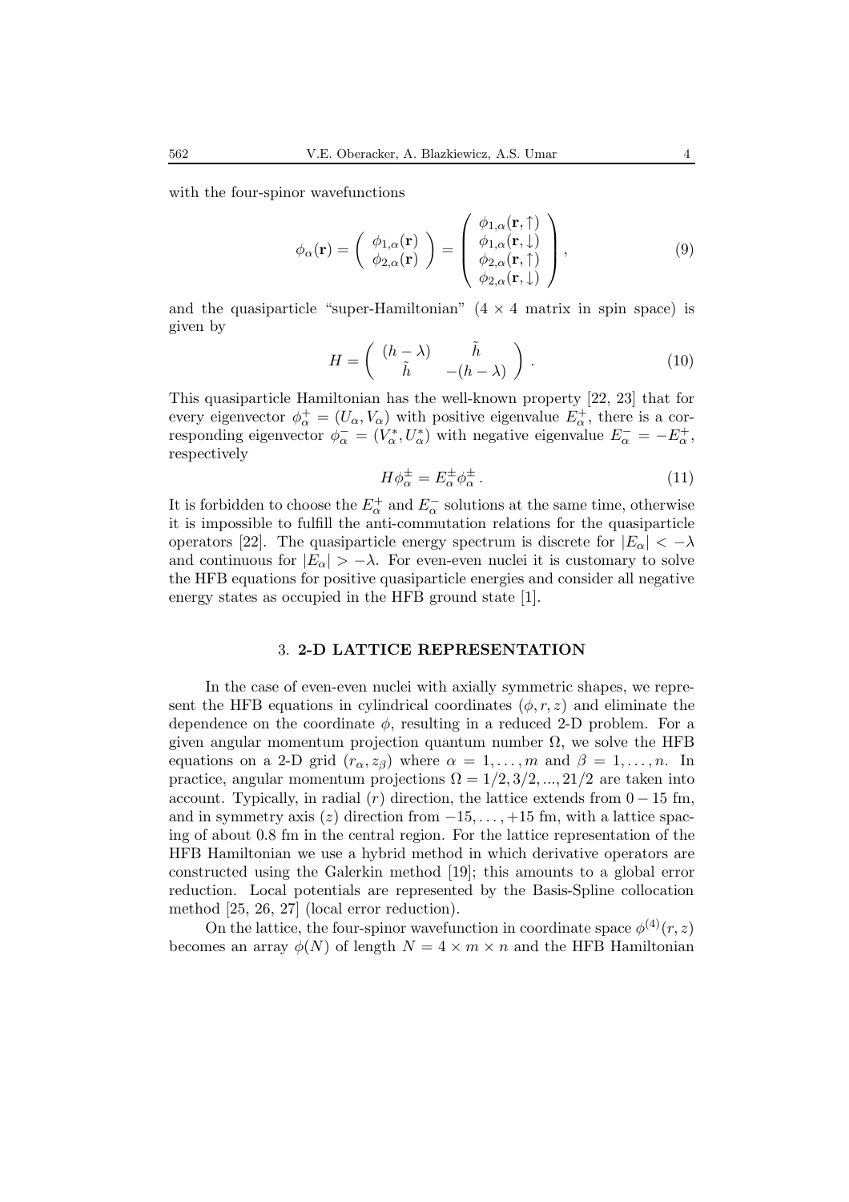with the four-spinor wavefunctions

$$
\phi_\alpha(\mathbf{r}) = \left( \begin{array}{c} \phi_{1,\alpha}(\mathbf{r}) \\ \phi_{2,\alpha}(\mathbf{r}) \end{array} \right) = \left( \begin{array}{c} \phi_{1,\alpha}(\mathbf{r},\uparrow) \\ \phi_{1,\alpha}(\mathbf{r},\downarrow) \\ \phi_{2,\alpha}(\mathbf{r},\uparrow) \\ \phi_{2,\alpha}(\mathbf{r},\downarrow) \end{array} \right), \tag{9}
$$

and the quasiparticle "super-Hamiltonian" ($4 \times 4$ matrix in spin space) is given by

$$
H = \left( \begin{array}{cc} (h-\lambda) & \tilde{h} \\ \tilde{h} & -(h-\lambda) \end{array} \right). \tag{10}
$$

This quasiparticle Hamiltonian has the well-known property [22, 23] that for every eigenvector $\phi^+_\alpha = (U_\alpha, V_\alpha)$ with positive eigenvalue $E^+_\alpha$, there is a corresponding eigenvector $\phi^-_\alpha = (V^*_\alpha, U^*_\alpha)$ with negative eigenvalue $E^-_\alpha = -E^+_\alpha$, respectively

$$
H\phi^\pm_\alpha = E^\pm_\alpha \phi^\pm_\alpha \,. \tag{11}
$$

It is forbidden to choose the $E^+_\alpha$ and $E^-_\alpha$ solutions at the same time, otherwise it is impossible to fulfill the anti-commutation relations for the quasiparticle operators [22]. The quasiparticle energy spectrum is discrete for $|E_\alpha| < -\lambda$ and continuous for $|E_\alpha| > -\lambda$. For even-even nuclei it is customary to solve the HFB equations for positive quasiparticle energies and consider all negative energy states as occupied in the HFB ground state [1].

## 3. **2-D LATTICE REPRESENTATION**

In the case of even-even nuclei with axially symmetric shapes, we represent the HFB equations in cylindrical coordinates $(\phi, r, z)$ and eliminate the dependence on the coordinate $\phi$, resulting in a reduced 2-D problem. For a given angular momentum projection quantum number $\Omega$, we solve the HFB equations on a 2-D grid $(r_\alpha, z_\beta)$ where $\alpha = 1, \ldots, m$ and $\beta = 1, \ldots, n$. In practice, angular momentum projections $\Omega = 1/2, 3/2, ..., 21/2$ are taken into account. Typically, in radial ($r$) direction, the lattice extends from $0 - 15$ fm, and in symmetry axis ($z$) direction from $-15, \ldots, +15$ fm, with a lattice spacing of about 0.8 fm in the central region. For the lattice representation of the HFB Hamiltonian we use a hybrid method in which derivative operators are constructed using the Galerkin method [19]; this amounts to a global error reduction. Local potentials are represented by the Basis-Spline collocation method [25, 26, 27] (local error reduction).

On the lattice, the four-spinor wavefunction in coordinate space $\phi^{(4)}(r, z)$ becomes an array $\phi(N)$ of length $N = 4 \times m \times n$ and the HFB Hamiltonian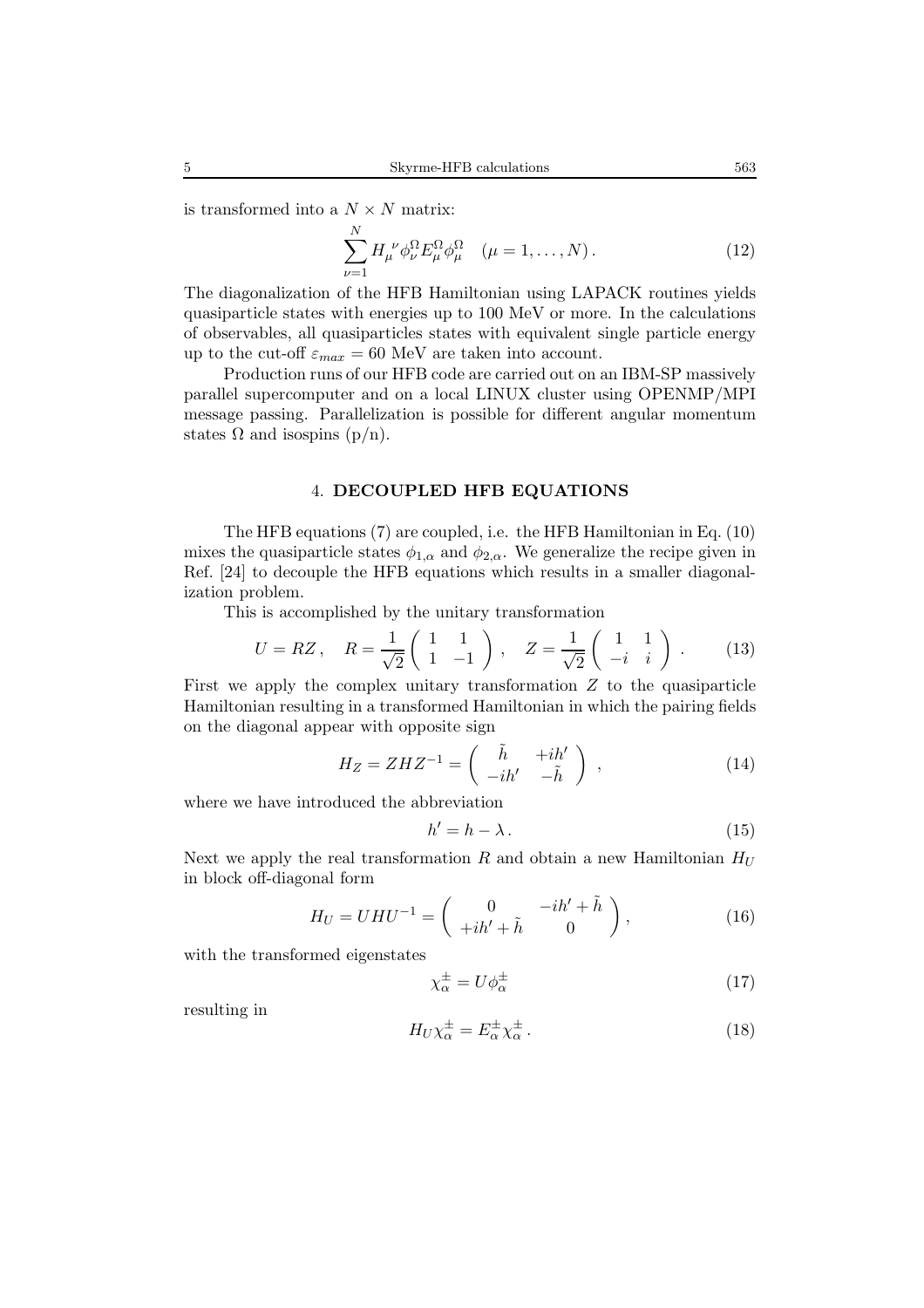is transformed into a $N \times N$ matrix:

$$\sum_{\nu=1}^{N} H_{\mu}{}^{\nu} \phi_{\nu}^{\Omega} E_{\mu}^{\Omega} \phi_{\mu}^{\Omega} \quad (\mu = 1, \ldots, N) . \tag{12}$$

The diagonalization of the HFB Hamiltonian using LAPACK routines yields quasiparticle states with energies up to 100 MeV or more. In the calculations of observables, all quasiparticles states with equivalent single particle energy up to the cut-off $\varepsilon_{max} = 60$ MeV are taken into account.

Production runs of our HFB code are carried out on an IBM-SP massively parallel supercomputer and on a local LINUX cluster using OPENMP/MPI message passing. Parallelization is possible for different angular momentum states $\Omega$ and isospins (p/n).

## 4. DECOUPLED HFB EQUATIONS

The HFB equations (7) are coupled, i.e. the HFB Hamiltonian in Eq. (10) mixes the quasiparticle states $\phi_{1,\alpha}$ and $\phi_{2,\alpha}$. We generalize the recipe given in Ref. [24] to decouple the HFB equations which results in a smaller diagonalization problem.

This is accomplished by the unitary transformation

$$U = RZ \,, \quad R = \frac{1}{\sqrt{2}} \begin{pmatrix} 1 & 1 \\ 1 & -1 \end{pmatrix} \,, \quad Z = \frac{1}{\sqrt{2}} \begin{pmatrix} 1 & 1 \\ -i & i \end{pmatrix} \,. \tag{13}$$

First we apply the complex unitary transformation $Z$ to the quasiparticle Hamiltonian resulting in a transformed Hamiltonian in which the pairing fields on the diagonal appear with opposite sign

$$H_Z = Z H Z^{-1} = \begin{pmatrix} \tilde{h} & +ih' \\ -ih' & -\tilde{h} \end{pmatrix} \,, \tag{14}$$

where we have introduced the abbreviation

$$h' = h - \lambda \,. \tag{15}$$

Next we apply the real transformation $R$ and obtain a new Hamiltonian $H_U$ in block off-diagonal form

$$H_U = U H U^{-1} = \begin{pmatrix} 0 & -ih' + \tilde{h} \\ +ih' + \tilde{h} & 0 \end{pmatrix} , \tag{16}$$

with the transformed eigenstates

$$\chi_{\alpha}^{\pm} = U \phi_{\alpha}^{\pm} \tag{17}$$

resulting in

$$H_U \chi_{\alpha}^{\pm} = E_{\alpha}^{\pm} \chi_{\alpha}^{\pm} \,. \tag{18}$$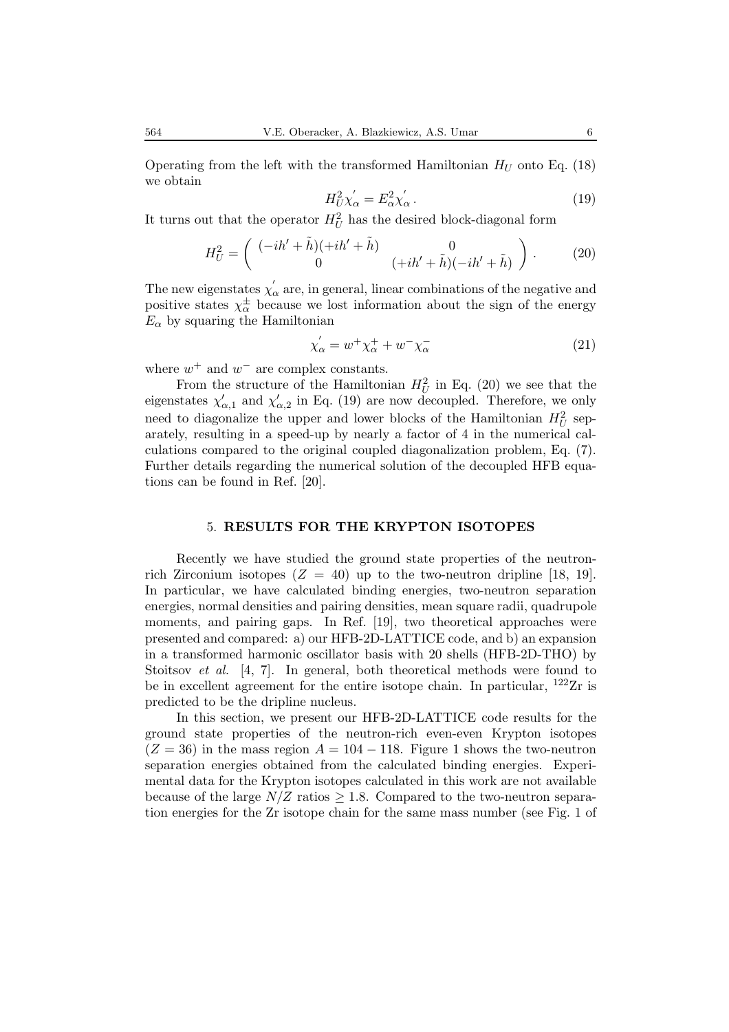Operating from the left with the transformed Hamiltonian $H_U$ onto Eq. (18) we obtain

$$H_U^2 \chi_\alpha^{'} = E_\alpha^2 \chi_\alpha^{'} . \tag{19}$$

It turns out that the operator $H_U^2$ has the desired block-diagonal form

$$H_U^2 = \begin{pmatrix} (-ih' + \tilde{h})(+ih' + \tilde{h}) & 0 \\ 0 & (+ih' + \tilde{h})(-ih' + \tilde{h}) \end{pmatrix} . \tag{20}$$

The new eigenstates $\chi_\alpha^{'}$ are, in general, linear combinations of the negative and positive states $\chi_\alpha^{\pm}$ because we lost information about the sign of the energy $E_\alpha$ by squaring the Hamiltonian

$$\chi_\alpha^{'} = w^+ \chi_\alpha^+ + w^- \chi_\alpha^- \tag{21}$$

where $w^+$ and $w^-$ are complex constants.

From the structure of the Hamiltonian $H_U^2$ in Eq. (20) we see that the eigenstates $\chi_{\alpha,1}'$ and $\chi_{\alpha,2}'$ in Eq. (19) are now decoupled. Therefore, we only need to diagonalize the upper and lower blocks of the Hamiltonian $H_U^2$ separately, resulting in a speed-up by nearly a factor of 4 in the numerical calculations compared to the original coupled diagonalization problem, Eq. (7). Further details regarding the numerical solution of the decoupled HFB equations can be found in Ref. [20].

## 5. RESULTS FOR THE KRYPTON ISOTOPES

Recently we have studied the ground state properties of the neutron-rich Zirconium isotopes ($Z = 40$) up to the two-neutron dripline [18, 19]. In particular, we have calculated binding energies, two-neutron separation energies, normal densities and pairing densities, mean square radii, quadrupole moments, and pairing gaps. In Ref. [19], two theoretical approaches were presented and compared: a) our HFB-2D-LATTICE code, and b) an expansion in a transformed harmonic oscillator basis with 20 shells (HFB-2D-THO) by Stoitsov *et al.* [4, 7]. In general, both theoretical methods were found to be in excellent agreement for the entire isotope chain. In particular, $^{122}$Zr is predicted to be the dripline nucleus.

In this section, we present our HFB-2D-LATTICE code results for the ground state properties of the neutron-rich even-even Krypton isotopes ($Z = 36$) in the mass region $A = 104 - 118$. Figure 1 shows the two-neutron separation energies obtained from the calculated binding energies. Experimental data for the Krypton isotopes calculated in this work are not available because of the large $N/Z$ ratios $\geq 1.8$. Compared to the two-neutron separation energies for the Zr isotope chain for the same mass number (see Fig. 1 of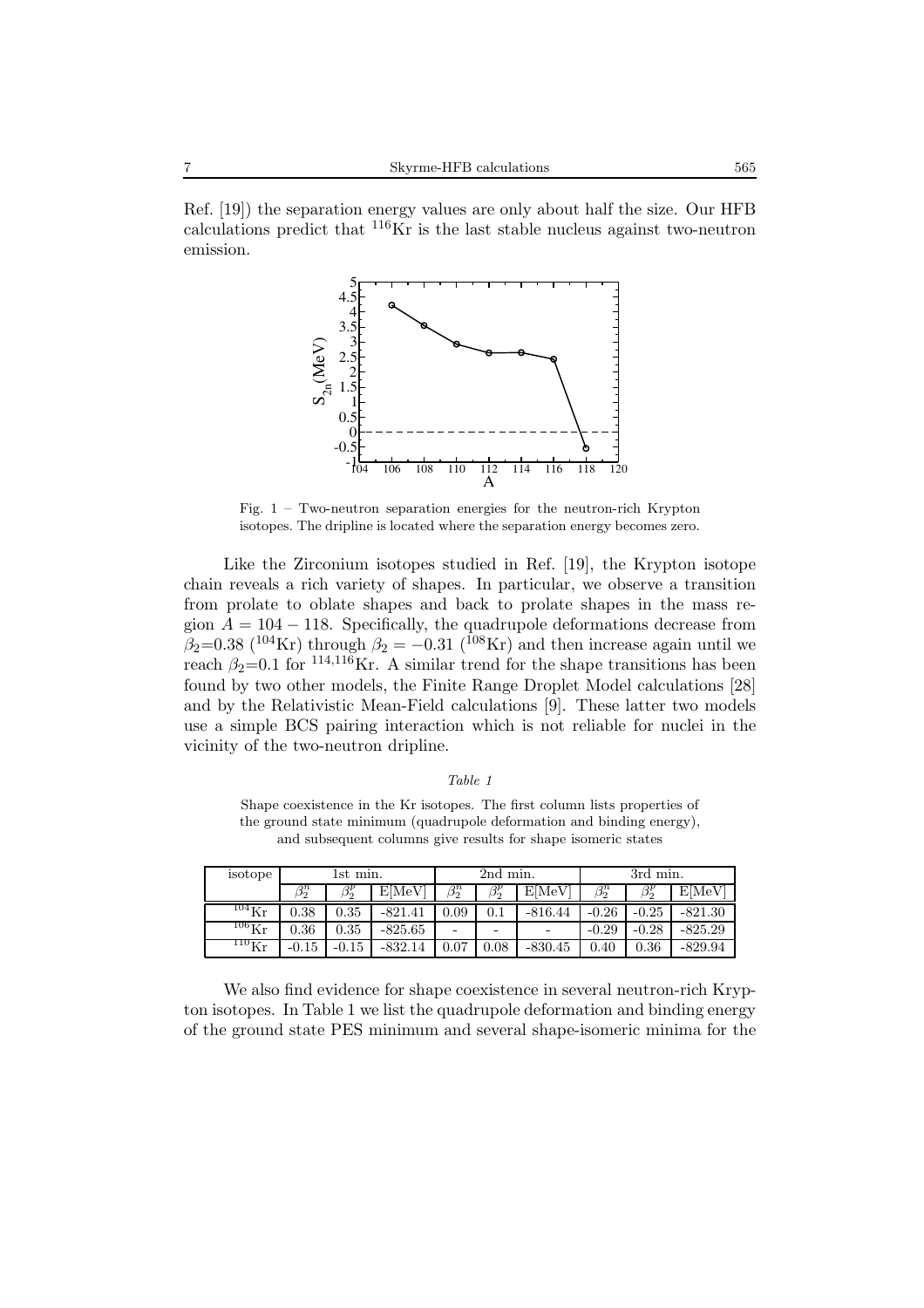Ref. [19]) the separation energy values are only about half the size. Our HFB calculations predict that $^{116}$Kr is the last stable nucleus against two-neutron emission.

Fig. 1 – Two-neutron separation energies for the neutron-rich Krypton isotopes. The dripline is located where the separation energy becomes zero.

Like the Zirconium isotopes studied in Ref. [19], the Krypton isotope chain reveals a rich variety of shapes. In particular, we observe a transition from prolate to oblate shapes and back to prolate shapes in the mass region $A = 104 - 118$. Specifically, the quadrupole deformations decrease from $\beta_2$=0.38 ($^{104}$Kr) through $\beta_2 = -0.31$ ($^{108}$Kr) and then increase again until we reach $\beta_2$=0.1 for $^{114,116}$Kr. A similar trend for the shape transitions has been found by two other models, the Finite Range Droplet Model calculations [28] and by the Relativistic Mean-Field calculations [9]. These latter two models use a simple BCS pairing interaction which is not reliable for nuclei in the vicinity of the two-neutron dripline.

*Table 1*

Shape coexistence in the Kr isotopes. The first column lists properties of the ground state minimum (quadrupole deformation and binding energy), and subsequent columns give results for shape isomeric states

| isotope | 1st min. | | | 2nd min. | | | 3rd min. | | |
|---|---|---|---|---|---|---|---|---|---|
| | $\beta_2^n$ | $\beta_2^p$ | E[MeV] | $\beta_2^n$ | $\beta_2^p$ | E[MeV] | $\beta_2^n$ | $\beta_2^p$ | E[MeV] |
| $^{104}$Kr | 0.38 | 0.35 | -821.41 | 0.09 | 0.1 | -816.44 | -0.26 | -0.25 | -821.30 |
| $^{106}$Kr | 0.36 | 0.35 | -825.65 | - | - | - | -0.29 | -0.28 | -825.29 |
| $^{110}$Kr | -0.15 | -0.15 | -832.14 | 0.07 | 0.08 | -830.45 | 0.40 | 0.36 | -829.94 |

We also find evidence for shape coexistence in several neutron-rich Krypton isotopes. In Table 1 we list the quadrupole deformation and binding energy of the ground state PES minimum and several shape-isomeric minima for the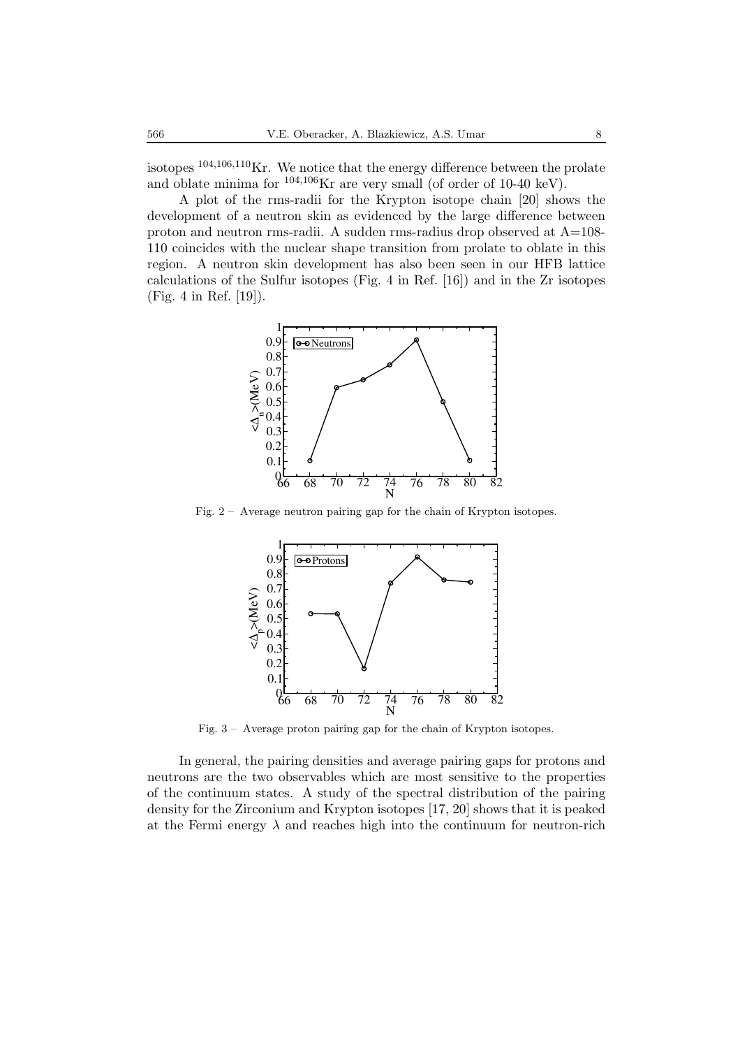isotopes $^{104,106,110}$Kr. We notice that the energy difference between the prolate and oblate minima for $^{104,106}$Kr are very small (of order of 10-40 keV).

A plot of the rms-radii for the Krypton isotope chain [20] shows the development of a neutron skin as evidenced by the large difference between proton and neutron rms-radii. A sudden rms-radius drop observed at A=108-110 coincides with the nuclear shape transition from prolate to oblate in this region. A neutron skin development has also been seen in our HFB lattice calculations of the Sulfur isotopes (Fig. 4 in Ref. [16]) and in the Zr isotopes (Fig. 4 in Ref. [19]).

Fig. 2 – Average neutron pairing gap for the chain of Krypton isotopes.

Fig. 3 – Average proton pairing gap for the chain of Krypton isotopes.

In general, the pairing densities and average pairing gaps for protons and neutrons are the two observables which are most sensitive to the properties of the continuum states. A study of the spectral distribution of the pairing density for the Zirconium and Krypton isotopes [17, 20] shows that it is peaked at the Fermi energy $\lambda$ and reaches high into the continuum for neutron-rich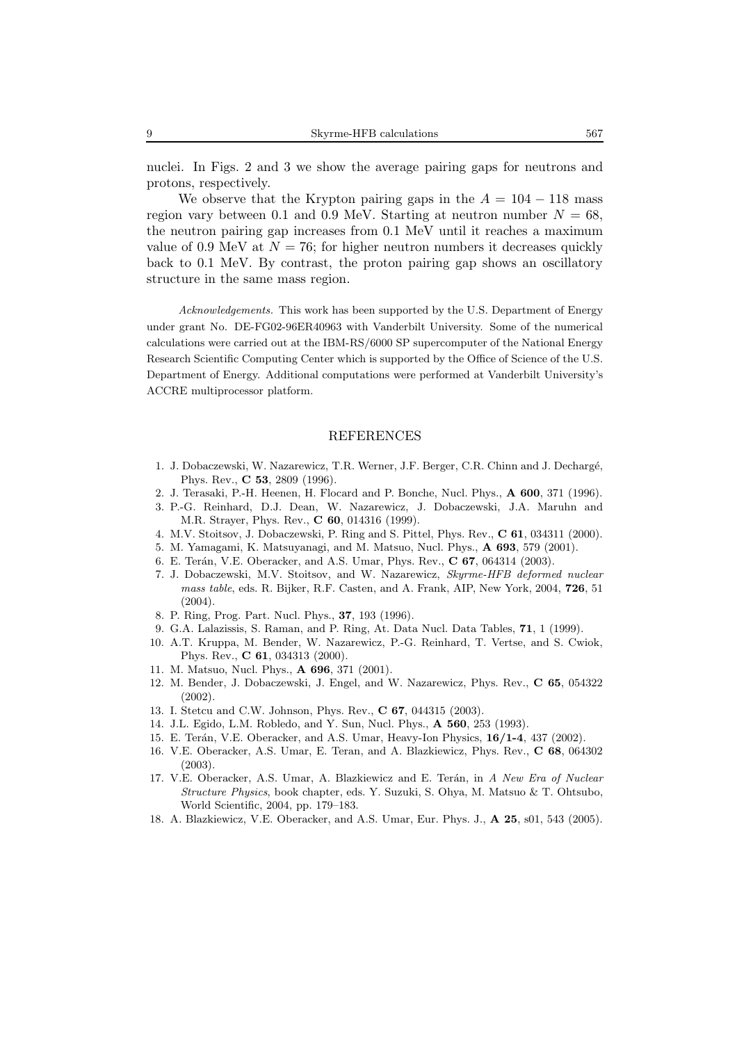nuclei. In Figs. 2 and 3 we show the average pairing gaps for neutrons and protons, respectively.

We observe that the Krypton pairing gaps in the $A = 104 - 118$ mass region vary between 0.1 and 0.9 MeV. Starting at neutron number $N = 68$, the neutron pairing gap increases from 0.1 MeV until it reaches a maximum value of 0.9 MeV at $N = 76$; for higher neutron numbers it decreases quickly back to 0.1 MeV. By contrast, the proton pairing gap shows an oscillatory structure in the same mass region.

*Acknowledgements.* This work has been supported by the U.S. Department of Energy under grant No. DE-FG02-96ER40963 with Vanderbilt University. Some of the numerical calculations were carried out at the IBM-RS/6000 SP supercomputer of the National Energy Research Scientific Computing Center which is supported by the Office of Science of the U.S. Department of Energy. Additional computations were performed at Vanderbilt University's ACCRE multiprocessor platform.

## REFERENCES

1. J. Dobaczewski, W. Nazarewicz, T.R. Werner, J.F. Berger, C.R. Chinn and J. Dechargé, Phys. Rev., **C 53**, 2809 (1996).
2. J. Terasaki, P.-H. Heenen, H. Flocard and P. Bonche, Nucl. Phys., **A 600**, 371 (1996).
3. P.-G. Reinhard, D.J. Dean, W. Nazarewicz, J. Dobaczewski, J.A. Maruhn and M.R. Strayer, Phys. Rev., **C 60**, 014316 (1999).
4. M.V. Stoitsov, J. Dobaczewski, P. Ring and S. Pittel, Phys. Rev., **C 61**, 034311 (2000).
5. M. Yamagami, K. Matsuyanagi, and M. Matsuo, Nucl. Phys., **A 693**, 579 (2001).
6. E. Terán, V.E. Oberacker, and A.S. Umar, Phys. Rev., **C 67**, 064314 (2003).
7. J. Dobaczewski, M.V. Stoitsov, and W. Nazarewicz, *Skyrme-HFB deformed nuclear mass table*, eds. R. Bijker, R.F. Casten, and A. Frank, AIP, New York, 2004, **726**, 51 (2004).
8. P. Ring, Prog. Part. Nucl. Phys., **37**, 193 (1996).
9. G.A. Lalazissis, S. Raman, and P. Ring, At. Data Nucl. Data Tables, **71**, 1 (1999).
10. A.T. Kruppa, M. Bender, W. Nazarewicz, P.-G. Reinhard, T. Vertse, and S. Cwiok, Phys. Rev., **C 61**, 034313 (2000).
11. M. Matsuo, Nucl. Phys., **A 696**, 371 (2001).
12. M. Bender, J. Dobaczewski, J. Engel, and W. Nazarewicz, Phys. Rev., **C 65**, 054322 (2002).
13. I. Stetcu and C.W. Johnson, Phys. Rev., **C 67**, 044315 (2003).
14. J.L. Egido, L.M. Robledo, and Y. Sun, Nucl. Phys., **A 560**, 253 (1993).
15. E. Terán, V.E. Oberacker, and A.S. Umar, Heavy-Ion Physics, **16/1-4**, 437 (2002).
16. V.E. Oberacker, A.S. Umar, E. Teran, and A. Blazkiewicz, Phys. Rev., **C 68**, 064302 (2003).
17. V.E. Oberacker, A.S. Umar, A. Blazkiewicz and E. Terán, in *A New Era of Nuclear Structure Physics*, book chapter, eds. Y. Suzuki, S. Ohya, M. Matsuo & T. Ohtsubo, World Scientific, 2004, pp. 179–183.
18. A. Blazkiewicz, V.E. Oberacker, and A.S. Umar, Eur. Phys. J., **A 25**, s01, 543 (2005).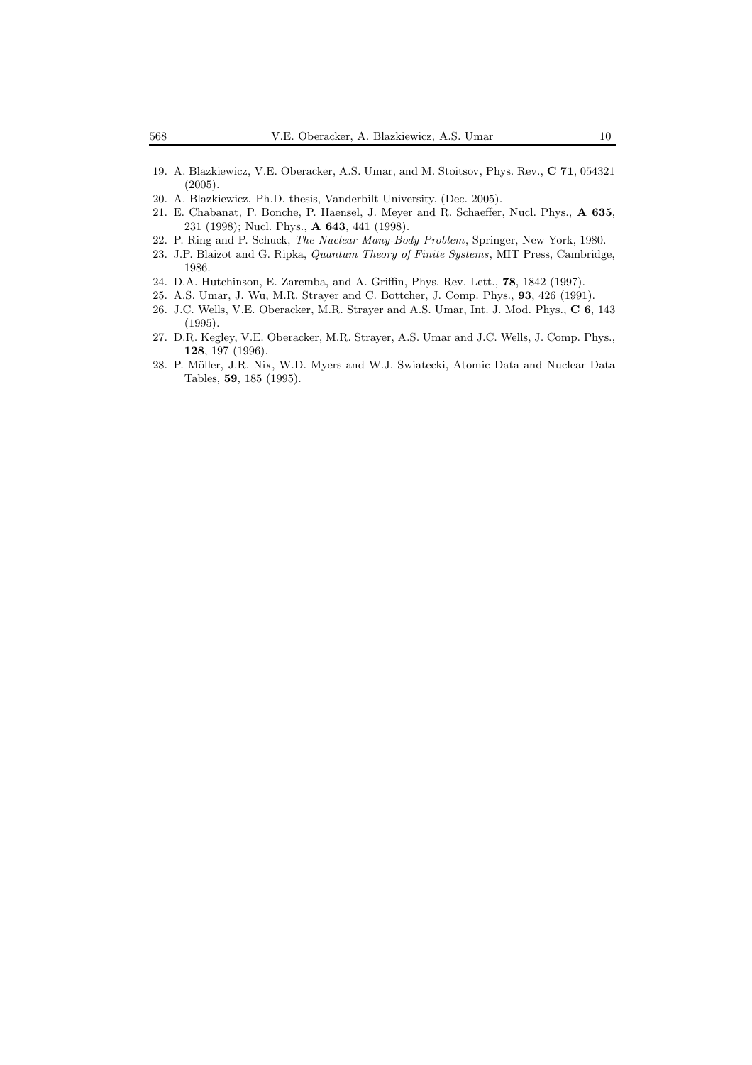19. A. Blazkiewicz, V.E. Oberacker, A.S. Umar, and M. Stoitsov, Phys. Rev., **C 71**, 054321 (2005).
20. A. Blazkiewicz, Ph.D. thesis, Vanderbilt University, (Dec. 2005).
21. E. Chabanat, P. Bonche, P. Haensel, J. Meyer and R. Schaeffer, Nucl. Phys., **A 635**, 231 (1998); Nucl. Phys., **A 643**, 441 (1998).
22. P. Ring and P. Schuck, *The Nuclear Many-Body Problem*, Springer, New York, 1980.
23. J.P. Blaizot and G. Ripka, *Quantum Theory of Finite Systems*, MIT Press, Cambridge, 1986.
24. D.A. Hutchinson, E. Zaremba, and A. Griffin, Phys. Rev. Lett., **78**, 1842 (1997).
25. A.S. Umar, J. Wu, M.R. Strayer and C. Bottcher, J. Comp. Phys., **93**, 426 (1991).
26. J.C. Wells, V.E. Oberacker, M.R. Strayer and A.S. Umar, Int. J. Mod. Phys., **C 6**, 143 (1995).
27. D.R. Kegley, V.E. Oberacker, M.R. Strayer, A.S. Umar and J.C. Wells, J. Comp. Phys., **128**, 197 (1996).
28. P. Möller, J.R. Nix, W.D. Myers and W.J. Swiatecki, Atomic Data and Nuclear Data Tables, **59**, 185 (1995).